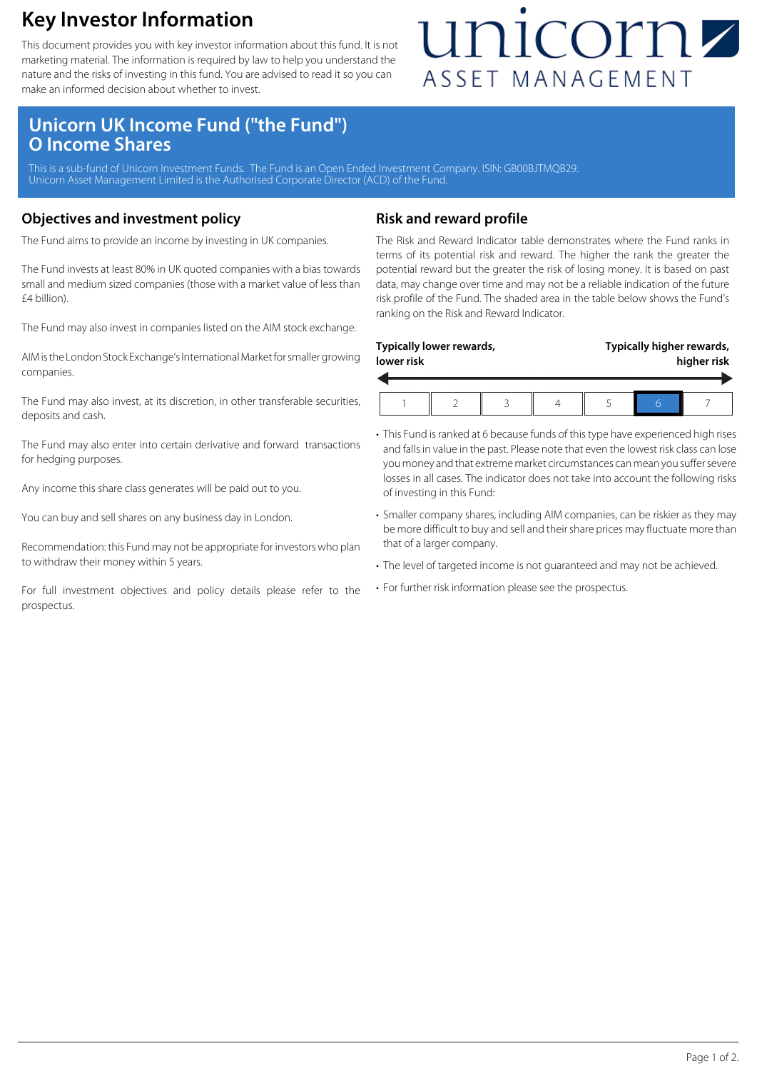# Key Investor Information

This document provides you with key investor information about this fund. It is not marketing material. The information is required by law to help you understand the nature and the risks of investing in this fund. You are advised to read it so you can make an informed decision about whether to invest.

unicorn ASSET MANAGEMENT

## Unicorn UK Income Fund ("the Fund") O Income Shares

This is a sub-fund of Unicorn Investment Funds. The Fund is an Open Ended Investment Company. ISIN: GB00BJTMQB29.
Unicorn Asset Management Limited is the Authorised Corporate Director (ACD) of the Fund.

## Objectives and investment policy

The Fund aims to provide an income by investing in UK companies.

The Fund invests at least 80% in UK quoted companies with a bias towards small and medium sized companies (those with a market value of less than £4 billion).

The Fund may also invest in companies listed on the AIM stock exchange.

AIM is the London Stock Exchange's International Market for smaller growing companies.

The Fund may also invest, at its discretion, in other transferable securities, deposits and cash.

The Fund may also enter into certain derivative and forward transactions for hedging purposes.

Any income this share class generates will be paid out to you.

You can buy and sell shares on any business day in London.

Recommendation: this Fund may not be appropriate for investors who plan to withdraw their money within 5 years.

For full investment objectives and policy details please refer to the prospectus.

## Risk and reward profile

The Risk and Reward Indicator table demonstrates where the Fund ranks in terms of its potential risk and reward. The higher the rank the greater the potential reward but the greater the risk of losing money. It is based on past data, may change over time and may not be a reliable indication of the future risk profile of the Fund. The shaded area in the table below shows the Fund's ranking on the Risk and Reward Indicator.

**Typically lower rewards, lower risk** ← → **Typically higher rewards, higher risk**

| 1 | 2 | 3 | 4 | 5 | **6** | 7 |
|---|---|---|---|---|---|---|

- This Fund is ranked at 6 because funds of this type have experienced high rises and falls in value in the past. Please note that even the lowest risk class can lose you money and that extreme market circumstances can mean you suffer severe losses in all cases. The indicator does not take into account the following risks of investing in this Fund:
- Smaller company shares, including AIM companies, can be riskier as they may be more difficult to buy and sell and their share prices may fluctuate more than that of a larger company.
- The level of targeted income is not guaranteed and may not be achieved.
- For further risk information please see the prospectus.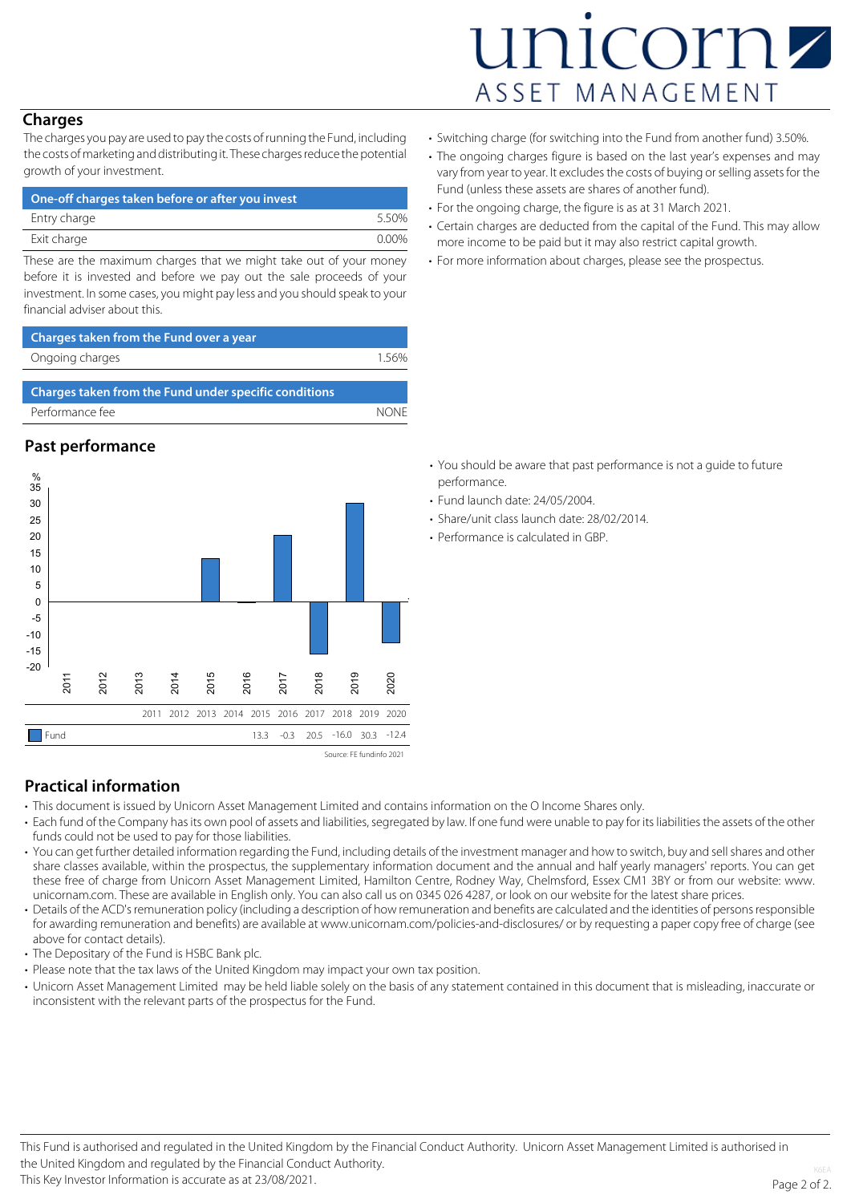## Charges

The charges you pay are used to pay the costs of running the Fund, including the costs of marketing and distributing it. These charges reduce the potential growth of your investment.

| One-off charges taken before or after you invest | |
|---|---|
| Entry charge | 5.50% |
| Exit charge | 0.00% |

These are the maximum charges that we might take out of your money before it is invested and before we pay out the sale proceeds of your investment. In some cases, you might pay less and you should speak to your financial adviser about this.

| Charges taken from the Fund over a year | |
|---|---|
| Ongoing charges | 1.56% |

| Charges taken from the Fund under specific conditions | |
|---|---|
| Performance fee | NONE |

- Switching charge (for switching into the Fund from another fund) 3.50%.
- The ongoing charges figure is based on the last year's expenses and may vary from year to year. It excludes the costs of buying or selling assets for the Fund (unless these assets are shares of another fund).
- For the ongoing charge, the figure is as at 31 March 2021.
- Certain charges are deducted from the capital of the Fund. This may allow more income to be paid but it may also restrict capital growth.
- For more information about charges, please see the prospectus.

## Past performance

%
35
30
25
20
15
10
5
0
-5
-10
-15
-20

2011 2012 2013 2014 2015 2016 2017 2018 2019 2020

2011 2012 2013 2014 2015 2016 2017 2018 2019 2020
Fund 13.3 -0.3 20.5 -16.0 30.3 -12.4

Source: FE fundinfo 2021

- You should be aware that past performance is not a guide to future performance.
- Fund launch date: 24/05/2004.
- Share/unit class launch date: 28/02/2014.
- Performance is calculated in GBP.

## Practical information

- This document is issued by Unicorn Asset Management Limited and contains information on the O Income Shares only.
- Each fund of the Company has its own pool of assets and liabilities, segregated by law. If one fund were unable to pay for its liabilities the assets of the other funds could not be used to pay for those liabilities.
- You can get further detailed information regarding the Fund, including details of the investment manager and how to switch, buy and sell shares and other share classes available, within the prospectus, the supplementary information document and the annual and half yearly managers' reports. You can get these free of charge from Unicorn Asset Management Limited, Hamilton Centre, Rodney Way, Chelmsford, Essex CM1 3BY or from our website: www.unicornam.com. These are available in English only. You can also call us on 0345 026 4287, or look on our website for the latest share prices.
- Details of the ACD's remuneration policy (including a description of how remuneration and benefits are calculated and the identities of persons responsible for awarding remuneration and benefits) are available at www.unicornam.com/policies-and-disclosures/ or by requesting a paper copy free of charge (see above for contact details).
- The Depositary of the Fund is HSBC Bank plc.
- Please note that the tax laws of the United Kingdom may impact your own tax position.
- Unicorn Asset Management Limited may be held liable solely on the basis of any statement contained in this document that is misleading, inaccurate or inconsistent with the relevant parts of the prospectus for the Fund.

This Fund is authorised and regulated in the United Kingdom by the Financial Conduct Authority. Unicorn Asset Management Limited is authorised in the United Kingdom and regulated by the Financial Conduct Authority.
This Key Investor Information is accurate as at 23/08/2021.